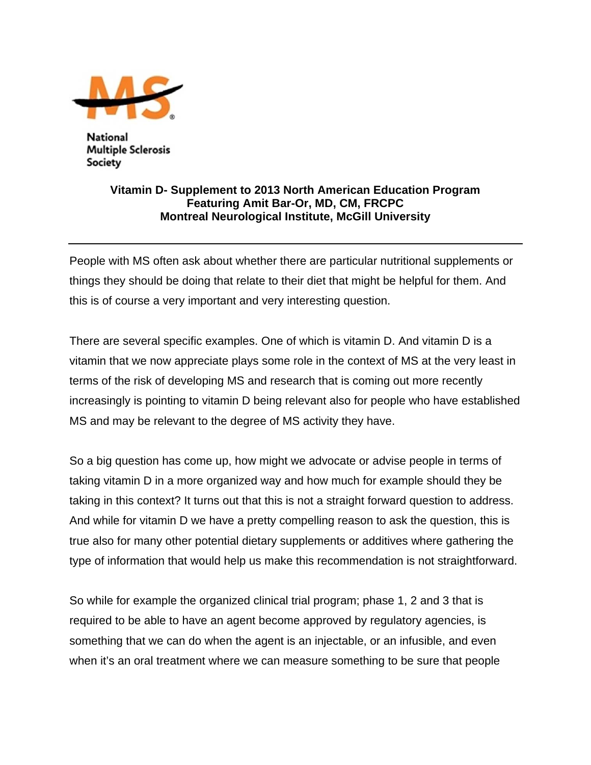National Multiple Sclerosis Society

**Vitamin D- Supplement to 2013 North American Education Program**
**Featuring Amit Bar-Or, MD, CM, FRCPC**
**Montreal Neurological Institute, McGill University**

---

People with MS often ask about whether there are particular nutritional supplements or things they should be doing that relate to their diet that might be helpful for them. And this is of course a very important and very interesting question.

There are several specific examples. One of which is vitamin D. And vitamin D is a vitamin that we now appreciate plays some role in the context of MS at the very least in terms of the risk of developing MS and research that is coming out more recently increasingly is pointing to vitamin D being relevant also for people who have established MS and may be relevant to the degree of MS activity they have.

So a big question has come up, how might we advocate or advise people in terms of taking vitamin D in a more organized way and how much for example should they be taking in this context? It turns out that this is not a straight forward question to address. And while for vitamin D we have a pretty compelling reason to ask the question, this is true also for many other potential dietary supplements or additives where gathering the type of information that would help us make this recommendation is not straightforward.

So while for example the organized clinical trial program; phase 1, 2 and 3 that is required to be able to have an agent become approved by regulatory agencies, is something that we can do when the agent is an injectable, or an infusible, and even when it's an oral treatment where we can measure something to be sure that people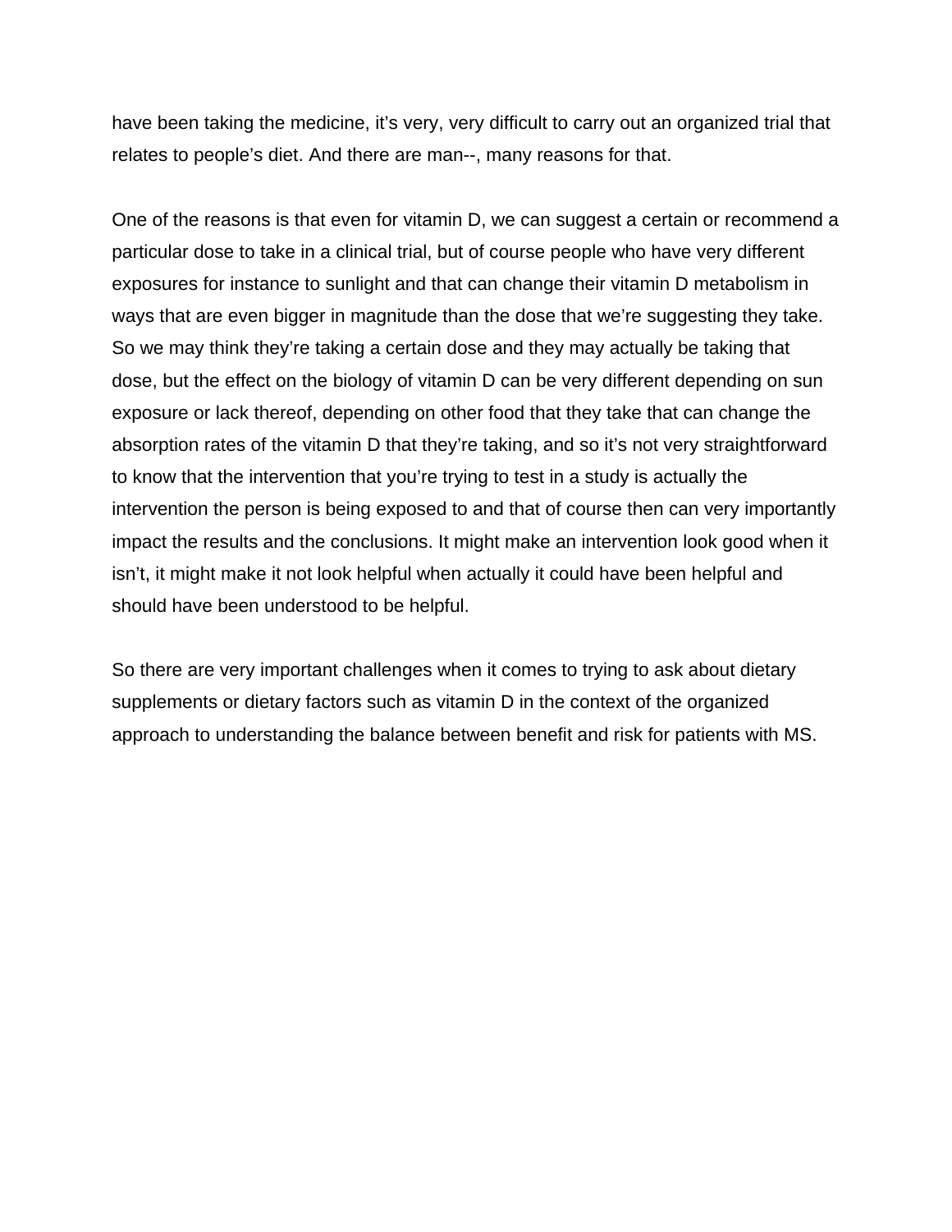have been taking the medicine, it’s very, very difficult to carry out an organized trial that relates to people’s diet. And there are man--, many reasons for that.

One of the reasons is that even for vitamin D, we can suggest a certain or recommend a particular dose to take in a clinical trial, but of course people who have very different exposures for instance to sunlight and that can change their vitamin D metabolism in ways that are even bigger in magnitude than the dose that we’re suggesting they take. So we may think they’re taking a certain dose and they may actually be taking that dose, but the effect on the biology of vitamin D can be very different depending on sun exposure or lack thereof, depending on other food that they take that can change the absorption rates of the vitamin D that they’re taking, and so it’s not very straightforward to know that the intervention that you’re trying to test in a study is actually the intervention the person is being exposed to and that of course then can very importantly impact the results and the conclusions. It might make an intervention look good when it isn’t, it might make it not look helpful when actually it could have been helpful and should have been understood to be helpful.

So there are very important challenges when it comes to trying to ask about dietary supplements or dietary factors such as vitamin D in the context of the organized approach to understanding the balance between benefit and risk for patients with MS.